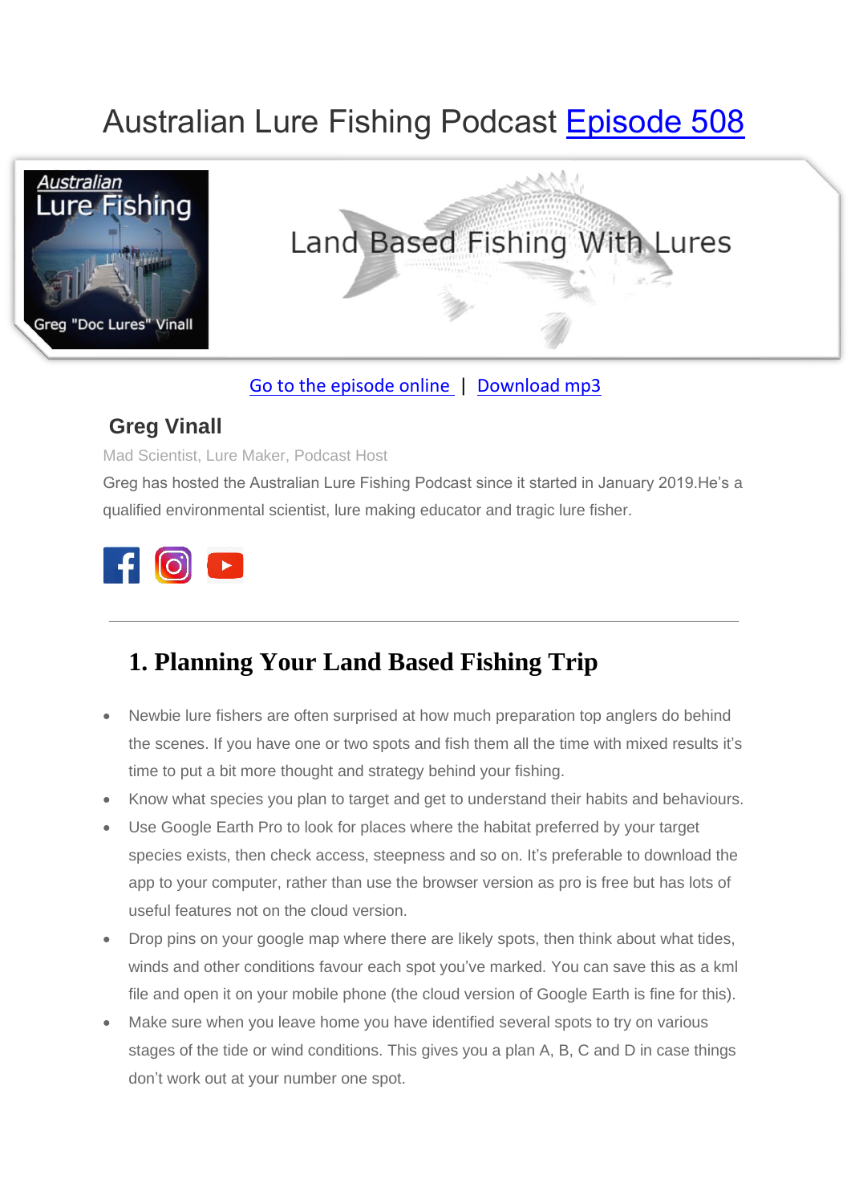# Australian Lure Fishing Podcast Episode 508

Land Based Fishing With Lures

Go to the episode online | Download mp3

**Greg Vinall**

Mad Scientist, Lure Maker, Podcast Host

Greg has hosted the Australian Lure Fishing Podcast since it started in January 2019.He's a qualified environmental scientist, lure making educator and tragic lure fisher.

---

## 1. Planning Your Land Based Fishing Trip

- Newbie lure fishers are often surprised at how much preparation top anglers do behind the scenes. If you have one or two spots and fish them all the time with mixed results it's time to put a bit more thought and strategy behind your fishing.
- Know what species you plan to target and get to understand their habits and behaviours.
- Use Google Earth Pro to look for places where the habitat preferred by your target species exists, then check access, steepness and so on. It's preferable to download the app to your computer, rather than use the browser version as pro is free but has lots of useful features not on the cloud version.
- Drop pins on your google map where there are likely spots, then think about what tides, winds and other conditions favour each spot you've marked. You can save this as a kml file and open it on your mobile phone (the cloud version of Google Earth is fine for this).
- Make sure when you leave home you have identified several spots to try on various stages of the tide or wind conditions. This gives you a plan A, B, C and D in case things don't work out at your number one spot.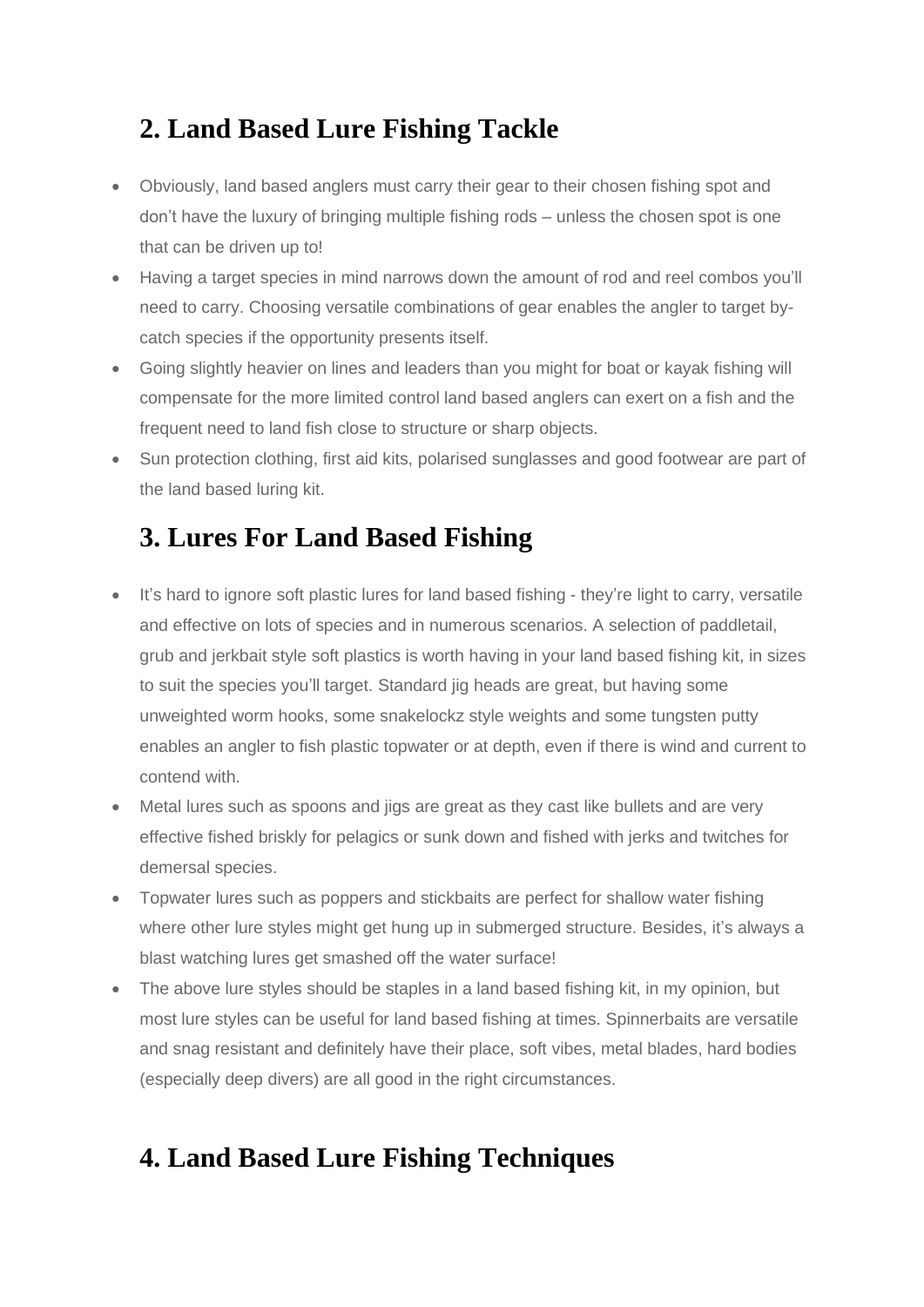## 2. Land Based Lure Fishing Tackle

- Obviously, land based anglers must carry their gear to their chosen fishing spot and don't have the luxury of bringing multiple fishing rods – unless the chosen spot is one that can be driven up to!
- Having a target species in mind narrows down the amount of rod and reel combos you'll need to carry. Choosing versatile combinations of gear enables the angler to target by-catch species if the opportunity presents itself.
- Going slightly heavier on lines and leaders than you might for boat or kayak fishing will compensate for the more limited control land based anglers can exert on a fish and the frequent need to land fish close to structure or sharp objects.
- Sun protection clothing, first aid kits, polarised sunglasses and good footwear are part of the land based luring kit.

## 3. Lures For Land Based Fishing

- It's hard to ignore soft plastic lures for land based fishing - they're light to carry, versatile and effective on lots of species and in numerous scenarios. A selection of paddletail, grub and jerkbait style soft plastics is worth having in your land based fishing kit, in sizes to suit the species you'll target. Standard jig heads are great, but having some unweighted worm hooks, some snakelockz style weights and some tungsten putty enables an angler to fish plastic topwater or at depth, even if there is wind and current to contend with.
- Metal lures such as spoons and jigs are great as they cast like bullets and are very effective fished briskly for pelagics or sunk down and fished with jerks and twitches for demersal species.
- Topwater lures such as poppers and stickbaits are perfect for shallow water fishing where other lure styles might get hung up in submerged structure. Besides, it's always a blast watching lures get smashed off the water surface!
- The above lure styles should be staples in a land based fishing kit, in my opinion, but most lure styles can be useful for land based fishing at times. Spinnerbaits are versatile and snag resistant and definitely have their place, soft vibes, metal blades, hard bodies (especially deep divers) are all good in the right circumstances.

## 4. Land Based Lure Fishing Techniques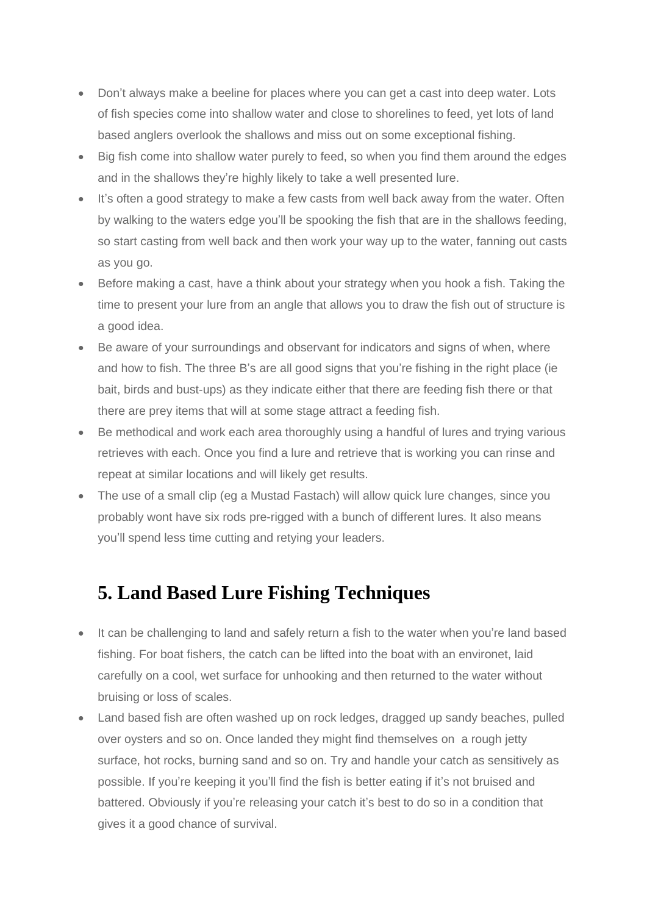- Don't always make a beeline for places where you can get a cast into deep water. Lots of fish species come into shallow water and close to shorelines to feed, yet lots of land based anglers overlook the shallows and miss out on some exceptional fishing.
- Big fish come into shallow water purely to feed, so when you find them around the edges and in the shallows they're highly likely to take a well presented lure.
- It's often a good strategy to make a few casts from well back away from the water. Often by walking to the waters edge you'll be spooking the fish that are in the shallows feeding, so start casting from well back and then work your way up to the water, fanning out casts as you go.
- Before making a cast, have a think about your strategy when you hook a fish. Taking the time to present your lure from an angle that allows you to draw the fish out of structure is a good idea.
- Be aware of your surroundings and observant for indicators and signs of when, where and how to fish. The three B's are all good signs that you're fishing in the right place (ie bait, birds and bust-ups) as they indicate either that there are feeding fish there or that there are prey items that will at some stage attract a feeding fish.
- Be methodical and work each area thoroughly using a handful of lures and trying various retrieves with each. Once you find a lure and retrieve that is working you can rinse and repeat at similar locations and will likely get results.
- The use of a small clip (eg a Mustad Fastach) will allow quick lure changes, since you probably wont have six rods pre-rigged with a bunch of different lures. It also means you'll spend less time cutting and retying your leaders.

## 5. Land Based Lure Fishing Techniques

- It can be challenging to land and safely return a fish to the water when you're land based fishing. For boat fishers, the catch can be lifted into the boat with an environet, laid carefully on a cool, wet surface for unhooking and then returned to the water without bruising or loss of scales.
- Land based fish are often washed up on rock ledges, dragged up sandy beaches, pulled over oysters and so on. Once landed they might find themselves on a rough jetty surface, hot rocks, burning sand and so on. Try and handle your catch as sensitively as possible. If you're keeping it you'll find the fish is better eating if it's not bruised and battered. Obviously if you're releasing your catch it's best to do so in a condition that gives it a good chance of survival.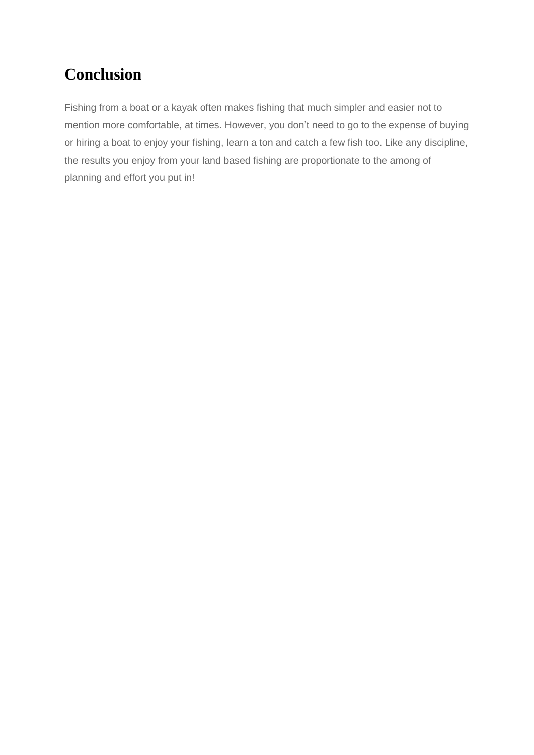## Conclusion

Fishing from a boat or a kayak often makes fishing that much simpler and easier not to mention more comfortable, at times. However, you don't need to go to the expense of buying or hiring a boat to enjoy your fishing, learn a ton and catch a few fish too. Like any discipline, the results you enjoy from your land based fishing are proportionate to the among of planning and effort you put in!